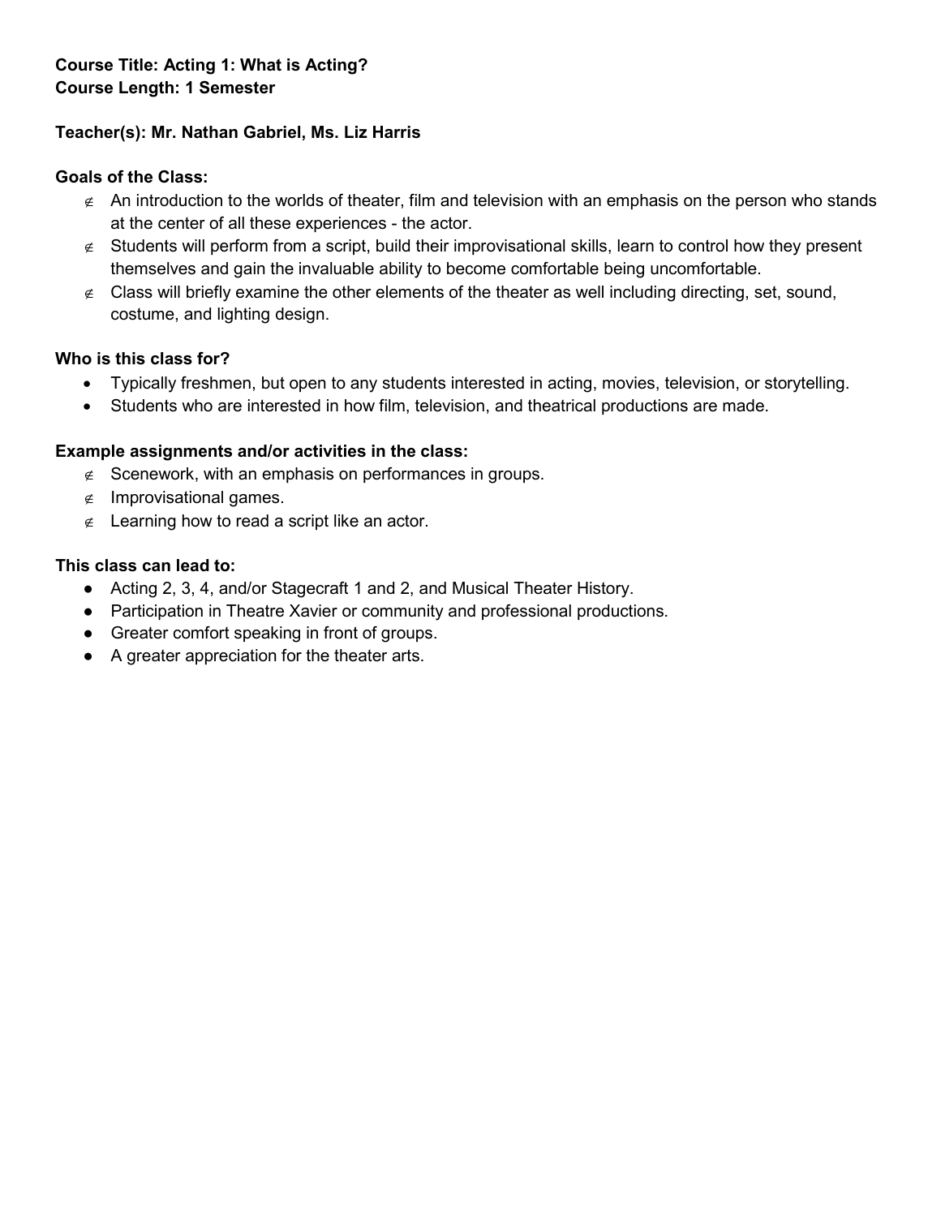**Course Title: Acting 1: What is Acting?**
**Course Length: 1 Semester**

**Teacher(s): Mr. Nathan Gabriel, Ms. Liz Harris**

**Goals of the Class:**

- An introduction to the worlds of theater, film and television with an emphasis on the person who stands at the center of all these experiences - the actor.
- Students will perform from a script, build their improvisational skills, learn to control how they present themselves and gain the invaluable ability to become comfortable being uncomfortable.
- Class will briefly examine the other elements of the theater as well including directing, set, sound, costume, and lighting design.

**Who is this class for?**

- Typically freshmen, but open to any students interested in acting, movies, television, or storytelling.
- Students who are interested in how film, television, and theatrical productions are made.

**Example assignments and/or activities in the class:**

- Scenework, with an emphasis on performances in groups.
- Improvisational games.
- Learning how to read a script like an actor.

**This class can lead to:**

- Acting 2, 3, 4, and/or Stagecraft 1 and 2, and Musical Theater History.
- Participation in Theatre Xavier or community and professional productions.
- Greater comfort speaking in front of groups.
- A greater appreciation for the theater arts.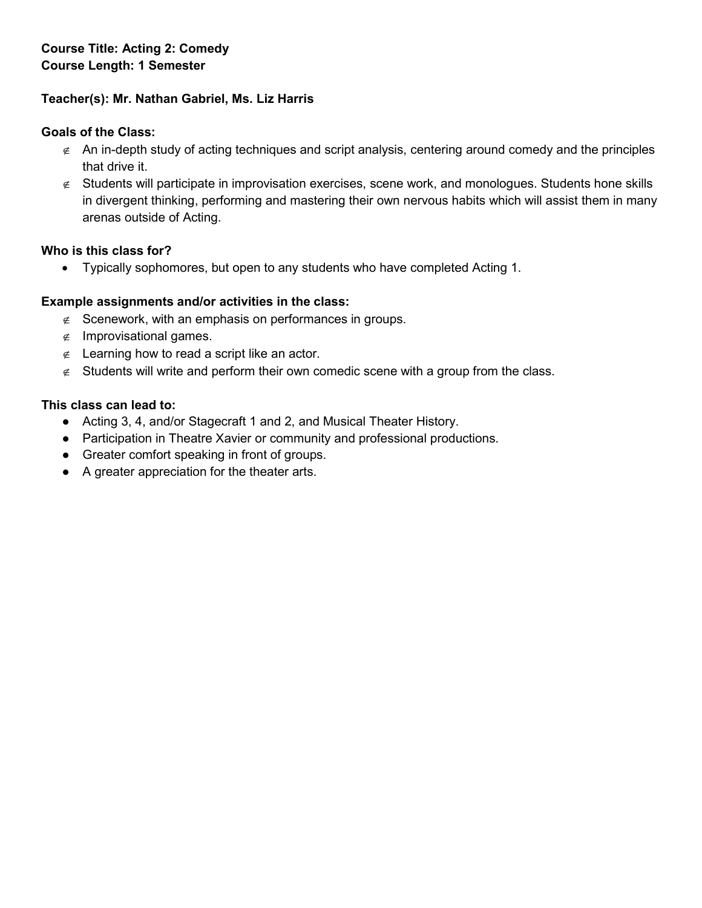**Course Title: Acting 2: Comedy**
**Course Length: 1 Semester**

**Teacher(s): Mr. Nathan Gabriel, Ms. Liz Harris**

**Goals of the Class:**

- An in-depth study of acting techniques and script analysis, centering around comedy and the principles that drive it.
- Students will participate in improvisation exercises, scene work, and monologues. Students hone skills in divergent thinking, performing and mastering their own nervous habits which will assist them in many arenas outside of Acting.

**Who is this class for?**

- Typically sophomores, but open to any students who have completed Acting 1.

**Example assignments and/or activities in the class:**

- Scenework, with an emphasis on performances in groups.
- Improvisational games.
- Learning how to read a script like an actor.
- Students will write and perform their own comedic scene with a group from the class.

**This class can lead to:**

- Acting 3, 4, and/or Stagecraft 1 and 2, and Musical Theater History.
- Participation in Theatre Xavier or community and professional productions.
- Greater comfort speaking in front of groups.
- A greater appreciation for the theater arts.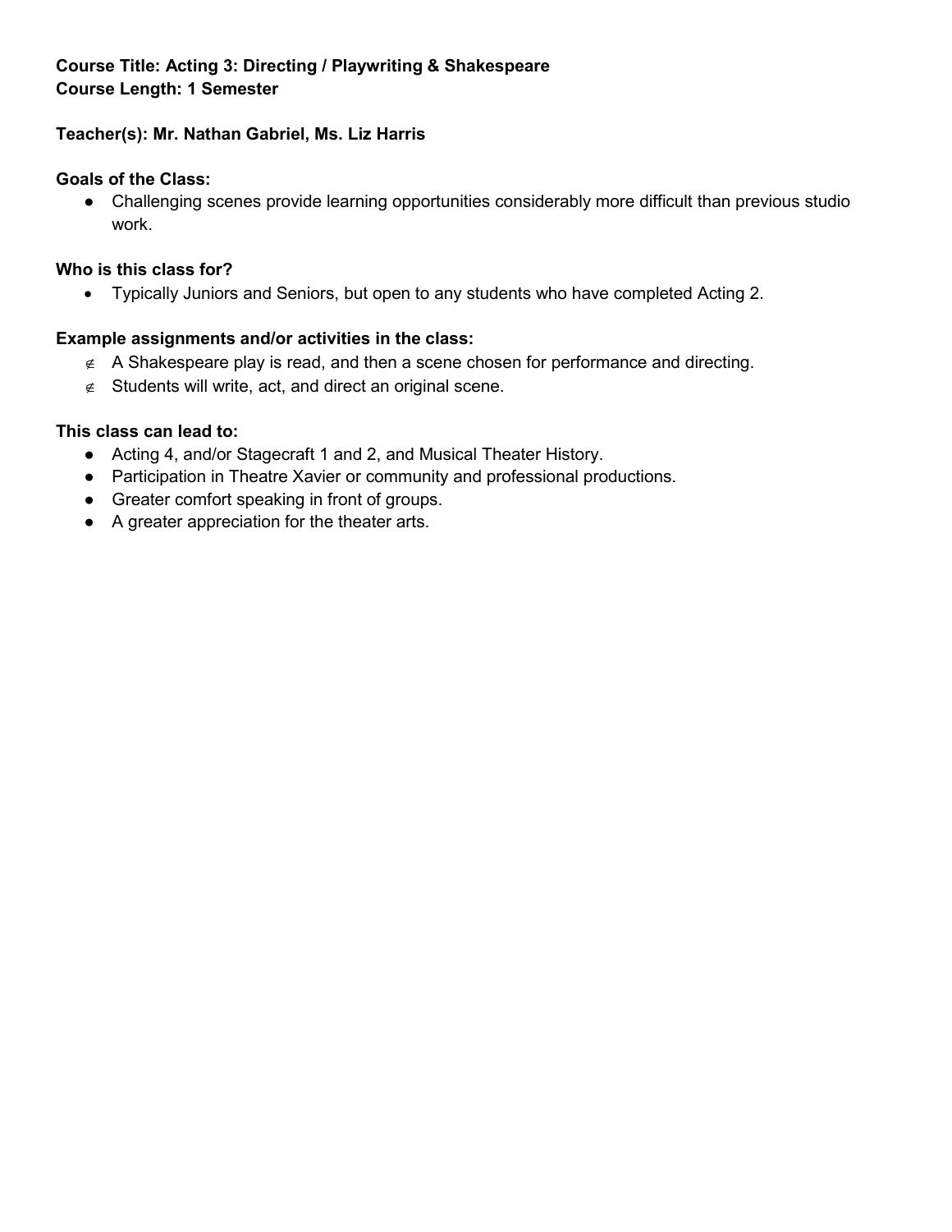**Course Title: Acting 3: Directing / Playwriting & Shakespeare**
**Course Length: 1 Semester**

**Teacher(s): Mr. Nathan Gabriel, Ms. Liz Harris**

**Goals of the Class:**

- Challenging scenes provide learning opportunities considerably more difficult than previous studio work.

**Who is this class for?**

- Typically Juniors and Seniors, but open to any students who have completed Acting 2.

**Example assignments and/or activities in the class:**

- A Shakespeare play is read, and then a scene chosen for performance and directing.
- Students will write, act, and direct an original scene.

**This class can lead to:**

- Acting 4, and/or Stagecraft 1 and 2, and Musical Theater History.
- Participation in Theatre Xavier or community and professional productions.
- Greater comfort speaking in front of groups.
- A greater appreciation for the theater arts.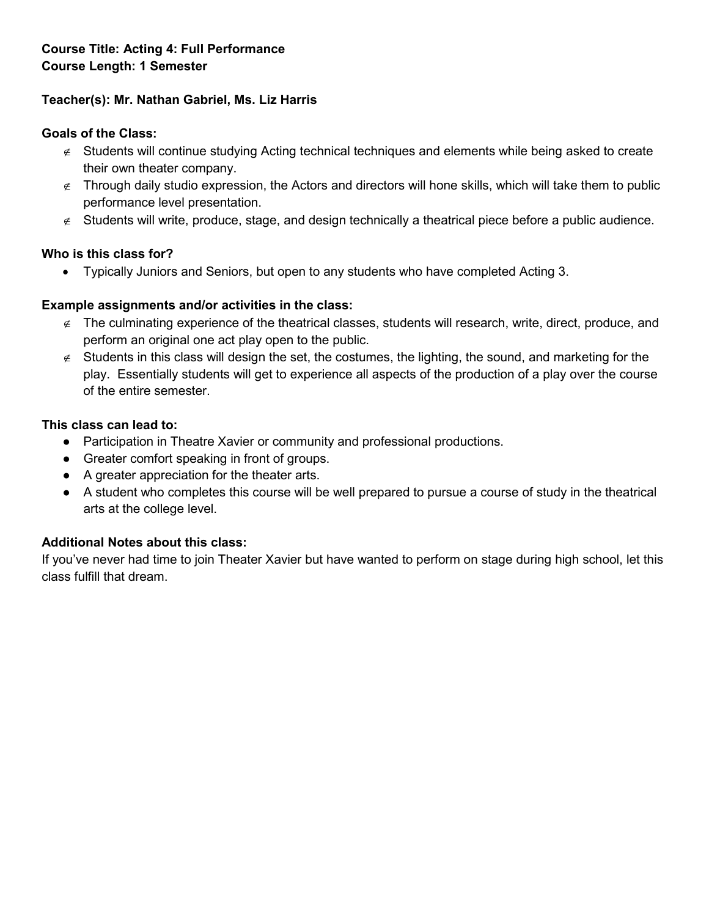**Course Title: Acting 4: Full Performance**
**Course Length: 1 Semester**

**Teacher(s): Mr. Nathan Gabriel, Ms. Liz Harris**

**Goals of the Class:**

- Students will continue studying Acting technical techniques and elements while being asked to create their own theater company.
- Through daily studio expression, the Actors and directors will hone skills, which will take them to public performance level presentation.
- Students will write, produce, stage, and design technically a theatrical piece before a public audience.

**Who is this class for?**

- Typically Juniors and Seniors, but open to any students who have completed Acting 3.

**Example assignments and/or activities in the class:**

- The culminating experience of the theatrical classes, students will research, write, direct, produce, and perform an original one act play open to the public.
- Students in this class will design the set, the costumes, the lighting, the sound, and marketing for the play. Essentially students will get to experience all aspects of the production of a play over the course of the entire semester.

**This class can lead to:**

- Participation in Theatre Xavier or community and professional productions.
- Greater comfort speaking in front of groups.
- A greater appreciation for the theater arts.
- A student who completes this course will be well prepared to pursue a course of study in the theatrical arts at the college level.

**Additional Notes about this class:**

If you've never had time to join Theater Xavier but have wanted to perform on stage during high school, let this class fulfill that dream.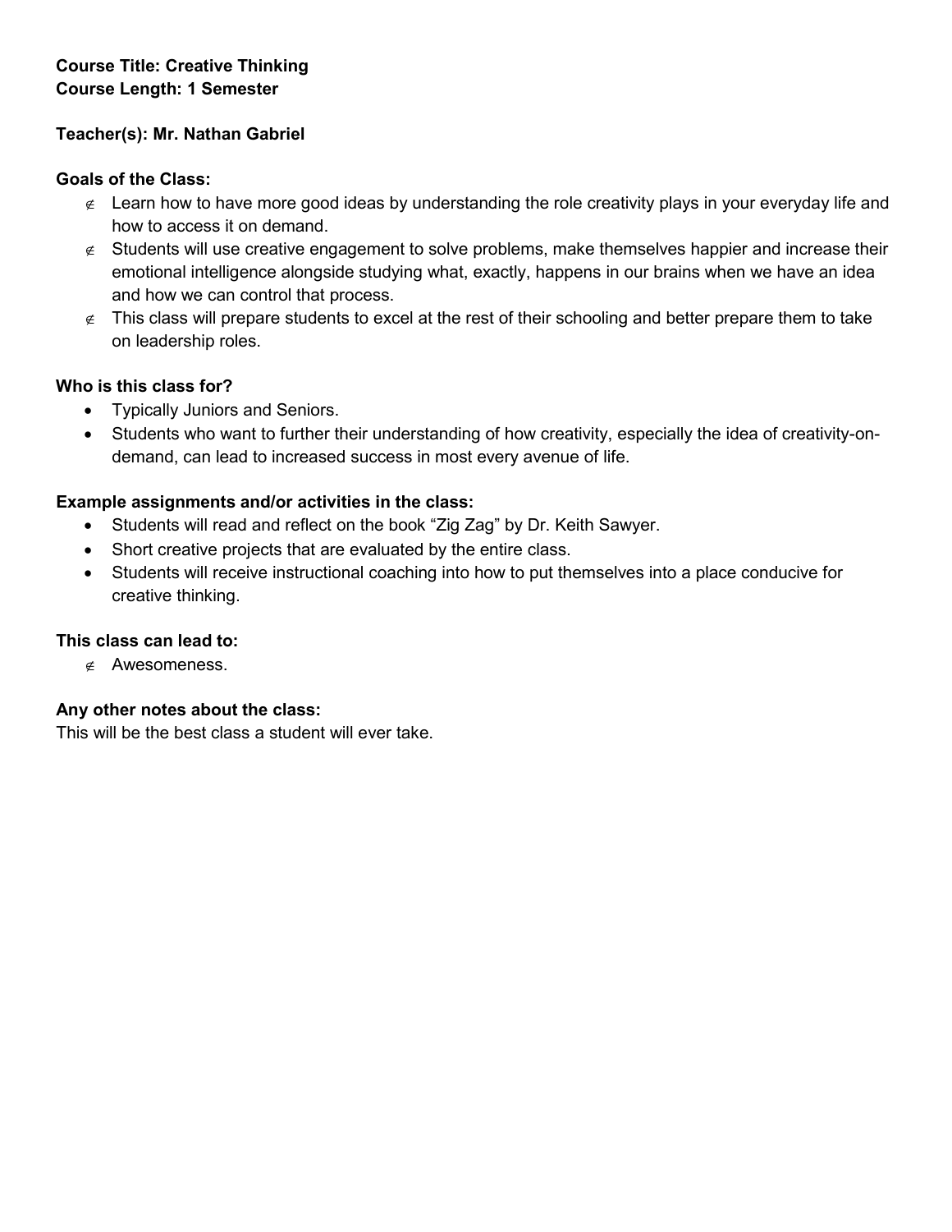**Course Title: Creative Thinking**
**Course Length: 1 Semester**

**Teacher(s): Mr. Nathan Gabriel**

**Goals of the Class:**

- Learn how to have more good ideas by understanding the role creativity plays in your everyday life and how to access it on demand.
- Students will use creative engagement to solve problems, make themselves happier and increase their emotional intelligence alongside studying what, exactly, happens in our brains when we have an idea and how we can control that process.
- This class will prepare students to excel at the rest of their schooling and better prepare them to take on leadership roles.

**Who is this class for?**

- Typically Juniors and Seniors.
- Students who want to further their understanding of how creativity, especially the idea of creativity-on-demand, can lead to increased success in most every avenue of life.

**Example assignments and/or activities in the class:**

- Students will read and reflect on the book "Zig Zag" by Dr. Keith Sawyer.
- Short creative projects that are evaluated by the entire class.
- Students will receive instructional coaching into how to put themselves into a place conducive for creative thinking.

**This class can lead to:**

- Awesomeness.

**Any other notes about the class:**

This will be the best class a student will ever take.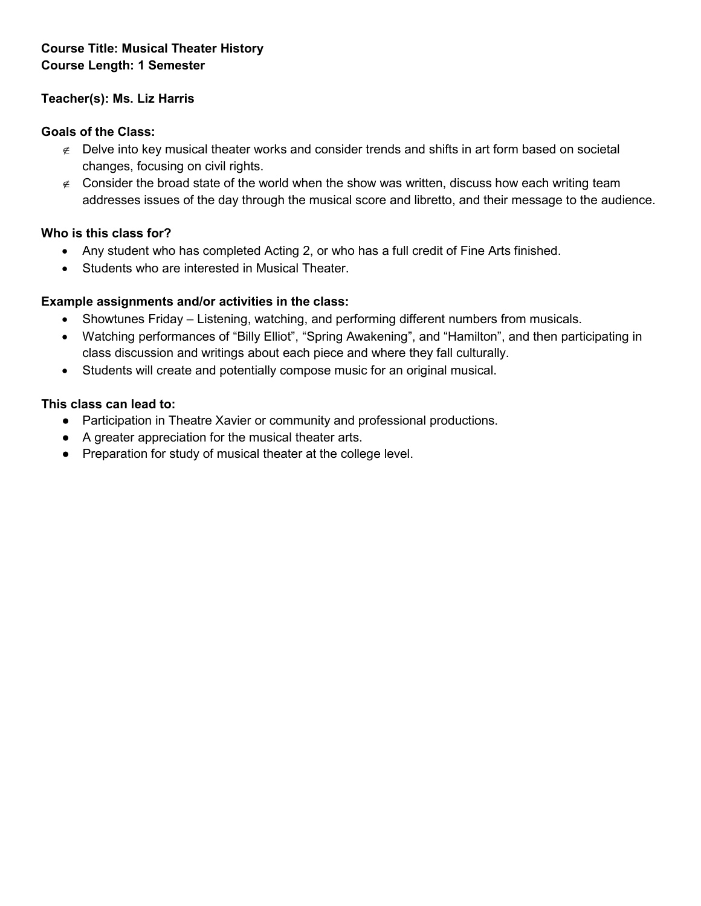**Course Title: Musical Theater History**
**Course Length: 1 Semester**

**Teacher(s): Ms. Liz Harris**

**Goals of the Class:**

- Delve into key musical theater works and consider trends and shifts in art form based on societal changes, focusing on civil rights.
- Consider the broad state of the world when the show was written, discuss how each writing team addresses issues of the day through the musical score and libretto, and their message to the audience.

**Who is this class for?**

- Any student who has completed Acting 2, or who has a full credit of Fine Arts finished.
- Students who are interested in Musical Theater.

**Example assignments and/or activities in the class:**

- Showtunes Friday – Listening, watching, and performing different numbers from musicals.
- Watching performances of "Billy Elliot", "Spring Awakening", and "Hamilton", and then participating in class discussion and writings about each piece and where they fall culturally.
- Students will create and potentially compose music for an original musical.

**This class can lead to:**

- Participation in Theatre Xavier or community and professional productions.
- A greater appreciation for the musical theater arts.
- Preparation for study of musical theater at the college level.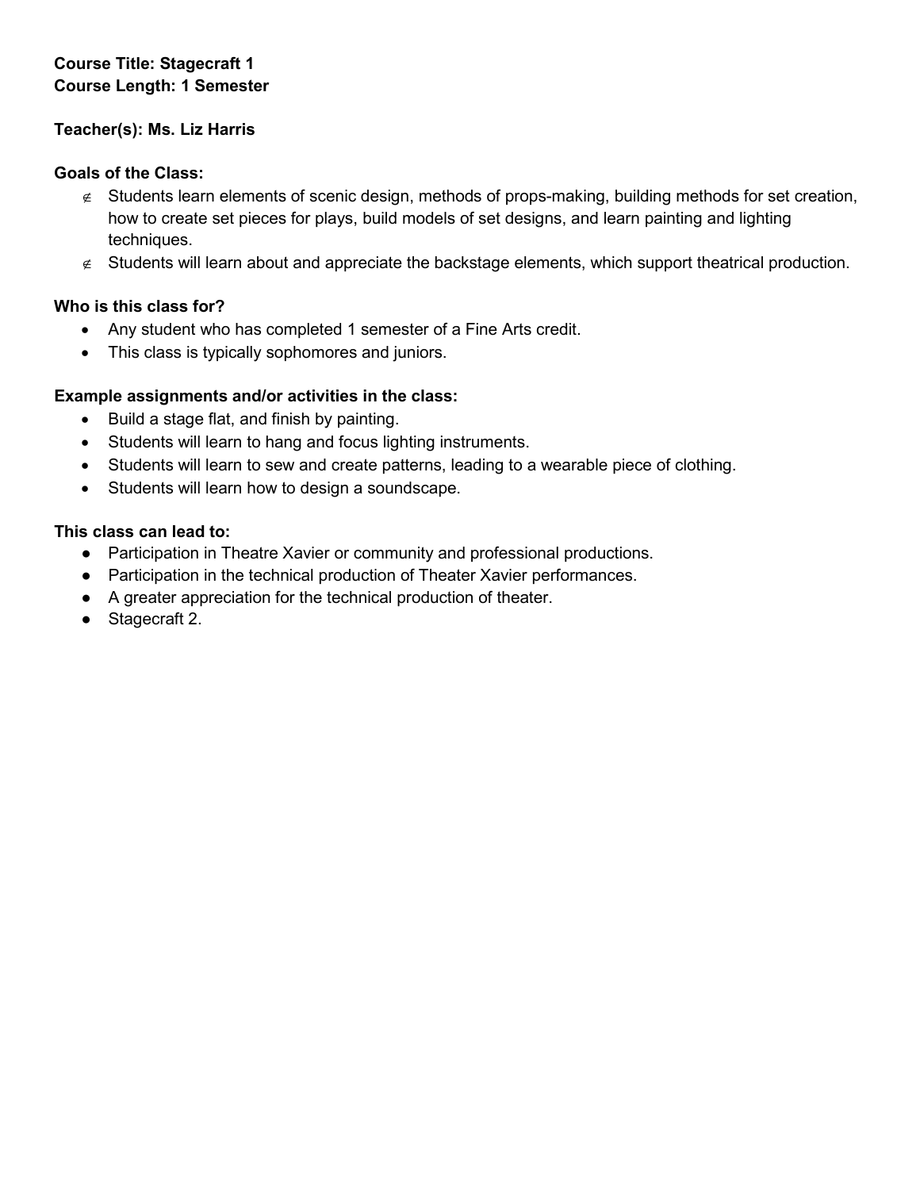**Course Title: Stagecraft 1**
**Course Length: 1 Semester**

**Teacher(s): Ms. Liz Harris**

**Goals of the Class:**

- Students learn elements of scenic design, methods of props-making, building methods for set creation, how to create set pieces for plays, build models of set designs, and learn painting and lighting techniques.
- Students will learn about and appreciate the backstage elements, which support theatrical production.

**Who is this class for?**

- Any student who has completed 1 semester of a Fine Arts credit.
- This class is typically sophomores and juniors.

**Example assignments and/or activities in the class:**

- Build a stage flat, and finish by painting.
- Students will learn to hang and focus lighting instruments.
- Students will learn to sew and create patterns, leading to a wearable piece of clothing.
- Students will learn how to design a soundscape.

**This class can lead to:**

- Participation in Theatre Xavier or community and professional productions.
- Participation in the technical production of Theater Xavier performances.
- A greater appreciation for the technical production of theater.
- Stagecraft 2.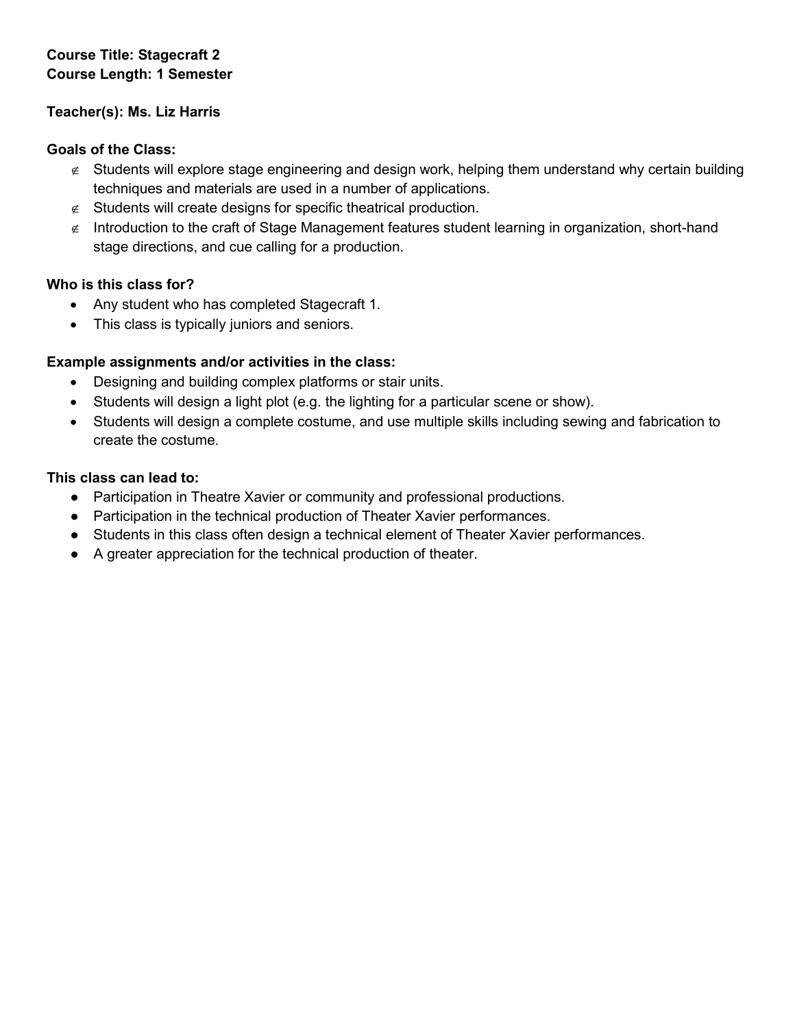**Course Title: Stagecraft 2**
**Course Length: 1 Semester**

**Teacher(s): Ms. Liz Harris**

**Goals of the Class:**

- Students will explore stage engineering and design work, helping them understand why certain building techniques and materials are used in a number of applications.
- Students will create designs for specific theatrical production.
- Introduction to the craft of Stage Management features student learning in organization, short-hand stage directions, and cue calling for a production.

**Who is this class for?**

- Any student who has completed Stagecraft 1.
- This class is typically juniors and seniors.

**Example assignments and/or activities in the class:**

- Designing and building complex platforms or stair units.
- Students will design a light plot (e.g. the lighting for a particular scene or show).
- Students will design a complete costume, and use multiple skills including sewing and fabrication to create the costume.

**This class can lead to:**

- Participation in Theatre Xavier or community and professional productions.
- Participation in the technical production of Theater Xavier performances.
- Students in this class often design a technical element of Theater Xavier performances.
- A greater appreciation for the technical production of theater.